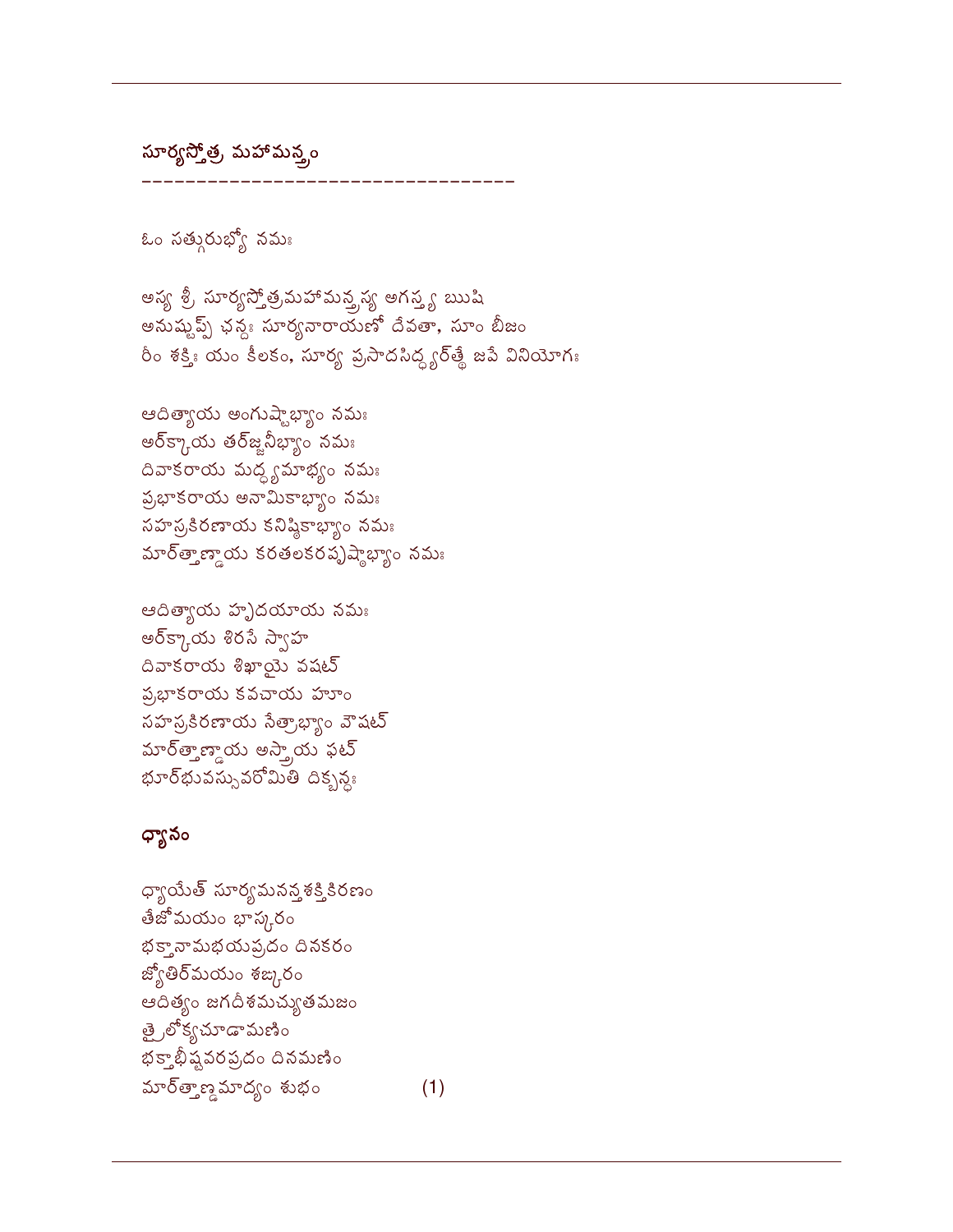## సూర్యస్తోత్ర మహామన్త్రం

--------------------------------

ఓం సత్గురుభ్యో నమః

అస్య శ్రీ సూర్యస్తోత్రమహామన్త్రస్య అగస్త్య ఋషి
అనుష్టుప్ ఛన్దః సూర్యనారాయణో దేవతా, సూం బీజం
రీం శక్తిః యం కీలకం, సూర్య ప్రసాదసిద్ధ్యర్థే జపే వినియోగః

ఆదిత్యాయ అంగుష్టాభ్యాం నమః
అర్క్కాయ తర్జనీభ్యాం నమః
దివాకరాయ మధ్యమాభ్యం నమః
ప్రభాకరాయ అనామికాభ్యాం నమః
సహస్రకిరణాయ కనిష్ఠికాభ్యాం నమః
మార్త్తాణ్డాయ కరతలకరపృష్ఠాభ్యాం నమః

ఆదిత్యాయ హృదయాయ నమః
అర్క్కాయ శిరసే స్వాహ
దివాకరాయ శిఖాయై వషట్
ప్రభాకరాయ కవచాయ హూం
సహస్రకిరణాయ నేత్రాభ్యాం వౌషట్
మార్త్తాణ్డాయ అస్త్రాయ ఫట్
భూర్భువస్సువరోమితి దిక్బన్ధః

### ధ్యానం

ధ్యాయేత్ సూర్యమనన్తశక్తికిరణం
తేజోమయం భాస్కరం
భక్తానామభయప్రదం దినకరం
జ్యోతిర్మయం శఙ్కరం
ఆదిత్యం జగదీశమచ్యుతమజం
త్రైలోక్యచూడామణిం
భక్తాభీష్టవరప్రదం దినమణిం
మార్త్తాణ్డమాద్యం శుభం (1)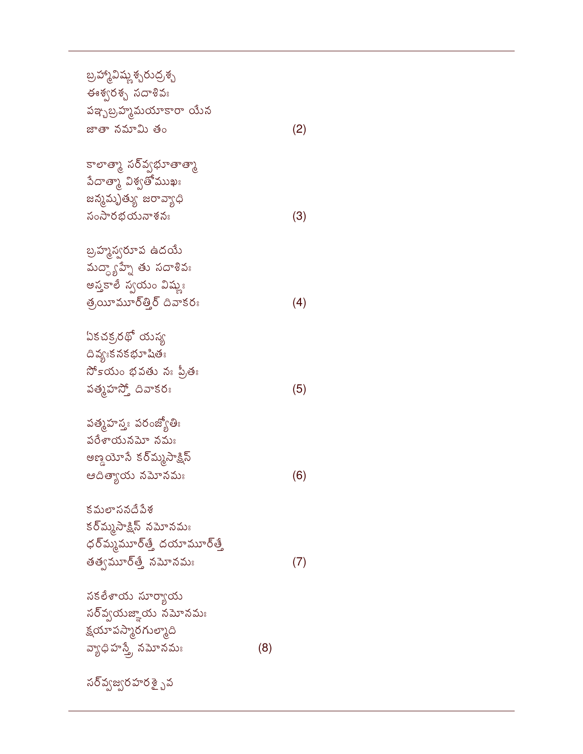బ్రహ్మవిష్ణుశ్చరుద్రశ్చ
ఈశ్వరశ్చ సదాశివః
పఞ్చబ్రహ్మమయాకారా యేన
జాతా నమామి తం (2)

కాలాత్మా సర్వ్వభూతాత్మా
వేదాత్మా విశ్వతోముఖః
జన్మమృత్యు జరావ్యాధి
సంసారభయనాశనః (3)

బ్రహ్మస్వరూప ఉదయే
మద్ధ్యహ్నే తు సదాశివః
అస్తకాలే స్వయం విష్ణుః
త్రయీమూర్త్తిర్ దివాకరః (4)

ఏకచక్రరథో యస్య
దివ్యఃకనకభూషితః
సోऽయం భవతు నః ప్రీతః
పత్మహస్తో దివాకరః (5)

పత్మహస్తః పరంజ్యోతిః
పరేశాయనమో నమః
అణ్డయోనే కర్మ్మసాక్షిన్
ఆదిత్యాయ నమోనమః (6)

కమలాసనదేవేశ
కర్మ్మసాక్షిన్ నమోనమః
ధర్మ్మమూర్త్తే దయామూర్త్తే
తత్వమూర్త్తే నమోనమః (7)

సకలేశాయ సూర్యాయ
సర్వ్వయజ్ఞాయ నమోనమః
క్షయాపస్మారగుల్మాది
వ్యాధిహన్త్రే నమోనమః (8)

సర్వ్వజ్వరహరశ్చైవ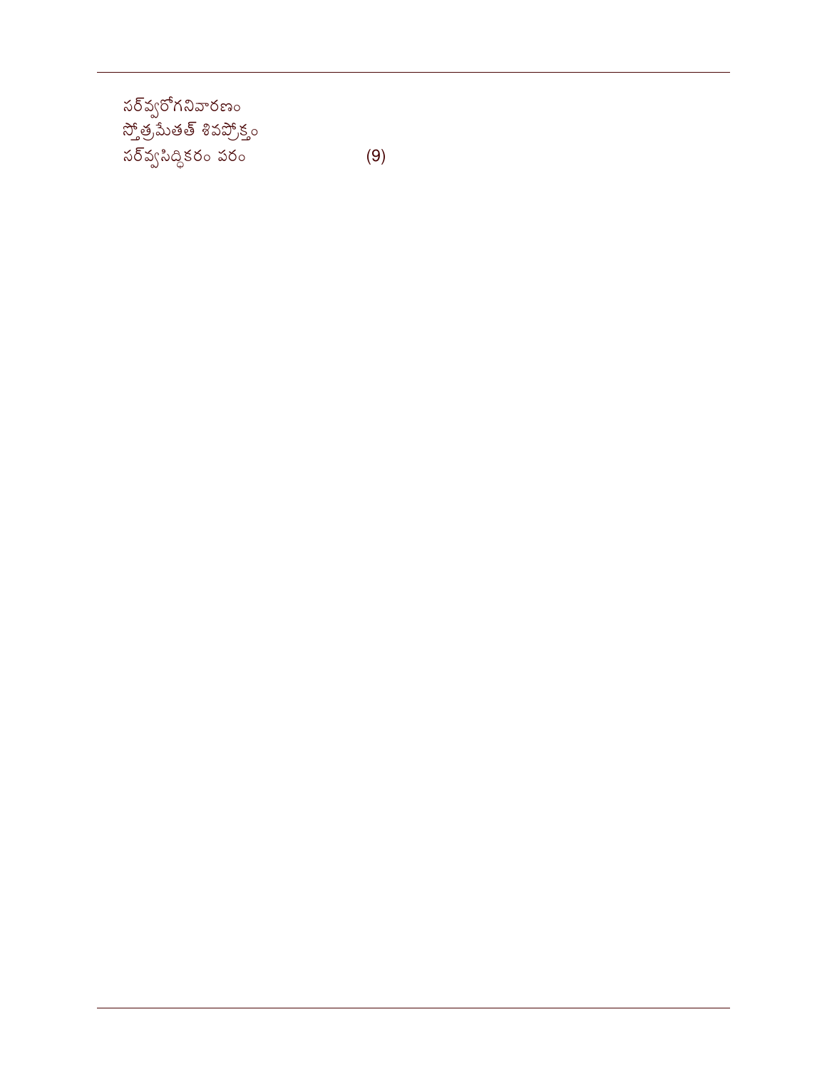సర్వరోగనివారణం
స్తోత్రమేతత్ శివప్రోక్తం
సర్వసిద్ధికరం పరం (9)